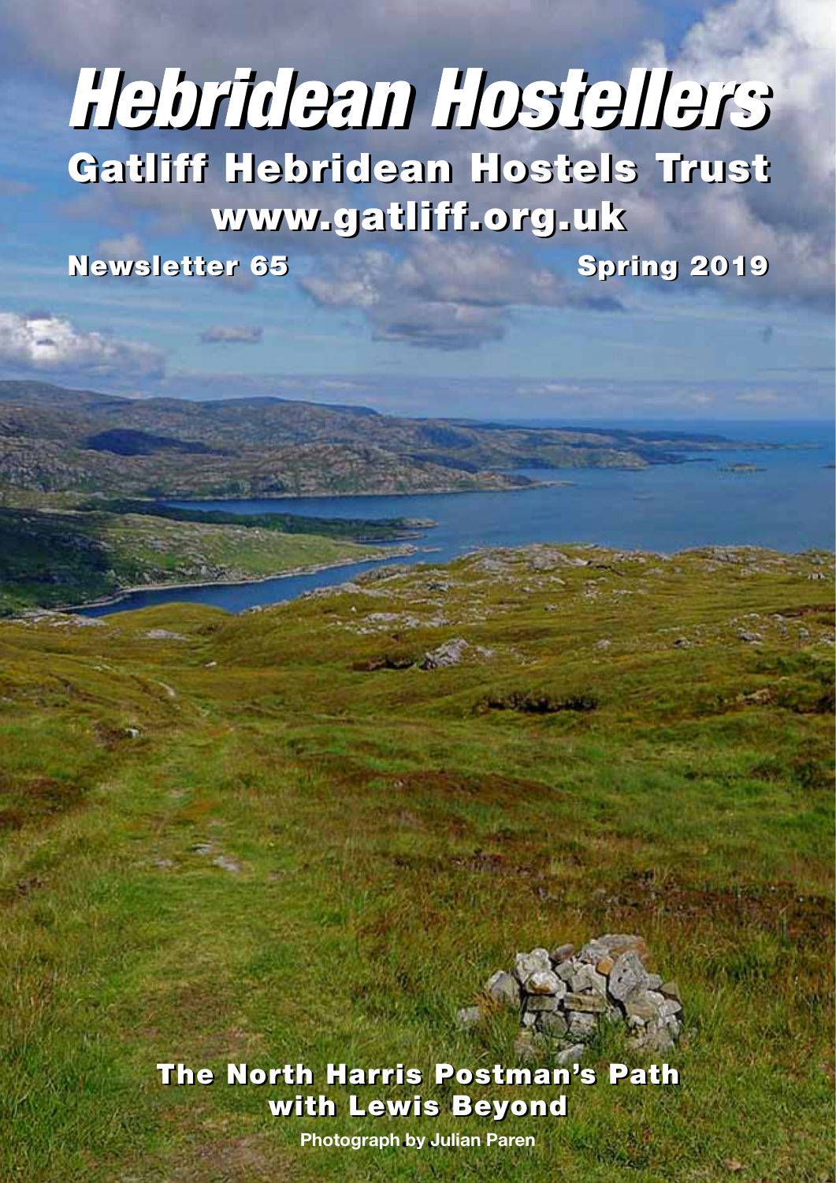# Hebridean Hostellers

## Gatliff Hebridean Hostels Trust

### www.gatliff.org.uk

**Newsletter 65** **Spring 2019**

**The North Harris Postman's Path with Lewis Beyond**

Photograph by Julian Paren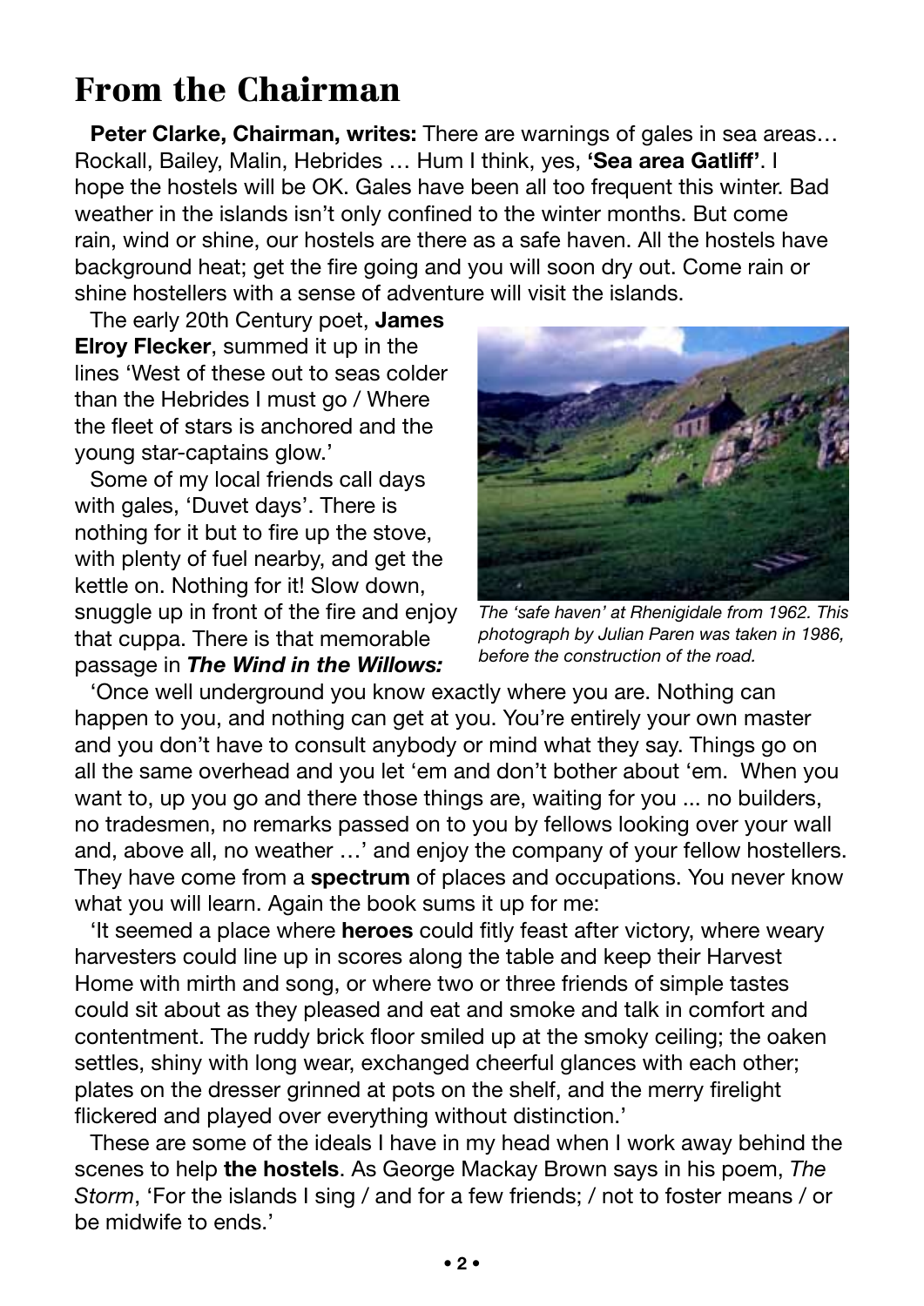# From the Chairman

**Peter Clarke, Chairman, writes:** There are warnings of gales in sea areas… Rockall, Bailey, Malin, Hebrides … Hum I think, yes, **'Sea area Gatliff'**. I hope the hostels will be OK. Gales have been all too frequent this winter. Bad weather in the islands isn't only confined to the winter months. But come rain, wind or shine, our hostels are there as a safe haven. All the hostels have background heat; get the fire going and you will soon dry out. Come rain or shine hostellers with a sense of adventure will visit the islands.

The early 20th Century poet, **James Elroy Flecker**, summed it up in the lines 'West of these out to seas colder than the Hebrides I must go / Where the fleet of stars is anchored and the young star-captains glow.'

Some of my local friends call days with gales, 'Duvet days'. There is nothing for it but to fire up the stove, with plenty of fuel nearby, and get the kettle on. Nothing for it! Slow down, snuggle up in front of the fire and enjoy that cuppa. There is that memorable passage in ***The Wind in the Willows:***

*The 'safe haven' at Rhenigidale from 1962. This photograph by Julian Paren was taken in 1986, before the construction of the road.*

'Once well underground you know exactly where you are. Nothing can happen to you, and nothing can get at you. You're entirely your own master and you don't have to consult anybody or mind what they say. Things go on all the same overhead and you let 'em and don't bother about 'em. When you want to, up you go and there those things are, waiting for you ... no builders, no tradesmen, no remarks passed on to you by fellows looking over your wall and, above all, no weather …' and enjoy the company of your fellow hostellers. They have come from a **spectrum** of places and occupations. You never know what you will learn. Again the book sums it up for me:

'It seemed a place where **heroes** could fitly feast after victory, where weary harvesters could line up in scores along the table and keep their Harvest Home with mirth and song, or where two or three friends of simple tastes could sit about as they pleased and eat and smoke and talk in comfort and contentment. The ruddy brick floor smiled up at the smoky ceiling; the oaken settles, shiny with long wear, exchanged cheerful glances with each other; plates on the dresser grinned at pots on the shelf, and the merry firelight flickered and played over everything without distinction.'

These are some of the ideals I have in my head when I work away behind the scenes to help **the hostels**. As George Mackay Brown says in his poem, *The Storm*, 'For the islands I sing / and for a few friends; / not to foster means / or be midwife to ends.'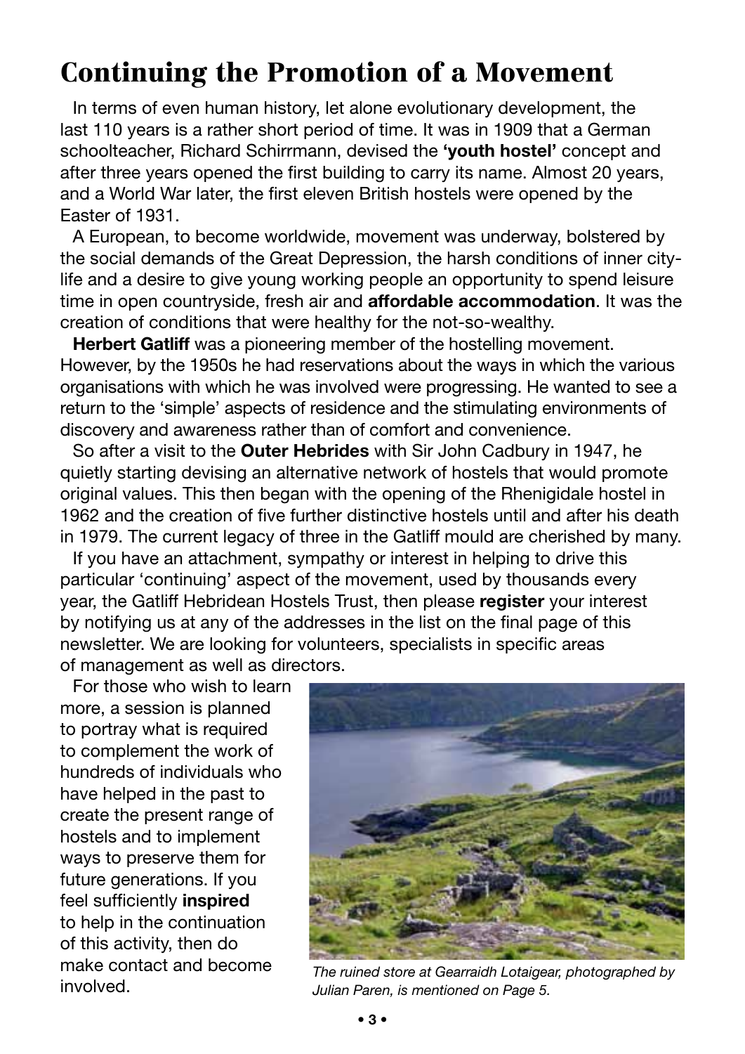# Continuing the Promotion of a Movement

In terms of even human history, let alone evolutionary development, the last 110 years is a rather short period of time. It was in 1909 that a German schoolteacher, Richard Schirrmann, devised the **'youth hostel'** concept and after three years opened the first building to carry its name. Almost 20 years, and a World War later, the first eleven British hostels were opened by the Easter of 1931.

A European, to become worldwide, movement was underway, bolstered by the social demands of the Great Depression, the harsh conditions of inner city-life and a desire to give young working people an opportunity to spend leisure time in open countryside, fresh air and **affordable accommodation**. It was the creation of conditions that were healthy for the not-so-wealthy.

**Herbert Gatliff** was a pioneering member of the hostelling movement. However, by the 1950s he had reservations about the ways in which the various organisations with which he was involved were progressing. He wanted to see a return to the 'simple' aspects of residence and the stimulating environments of discovery and awareness rather than of comfort and convenience.

So after a visit to the **Outer Hebrides** with Sir John Cadbury in 1947, he quietly starting devising an alternative network of hostels that would promote original values. This then began with the opening of the Rhenigidale hostel in 1962 and the creation of five further distinctive hostels until and after his death in 1979. The current legacy of three in the Gatliff mould are cherished by many.

If you have an attachment, sympathy or interest in helping to drive this particular 'continuing' aspect of the movement, used by thousands every year, the Gatliff Hebridean Hostels Trust, then please **register** your interest by notifying us at any of the addresses in the list on the final page of this newsletter. We are looking for volunteers, specialists in specific areas of management as well as directors.

For those who wish to learn more, a session is planned to portray what is required to complement the work of hundreds of individuals who have helped in the past to create the present range of hostels and to implement ways to preserve them for future generations. If you feel sufficiently **inspired** to help in the continuation of this activity, then do make contact and become involved.

*The ruined store at Gearraidh Lotaigear, photographed by Julian Paren, is mentioned on Page 5.*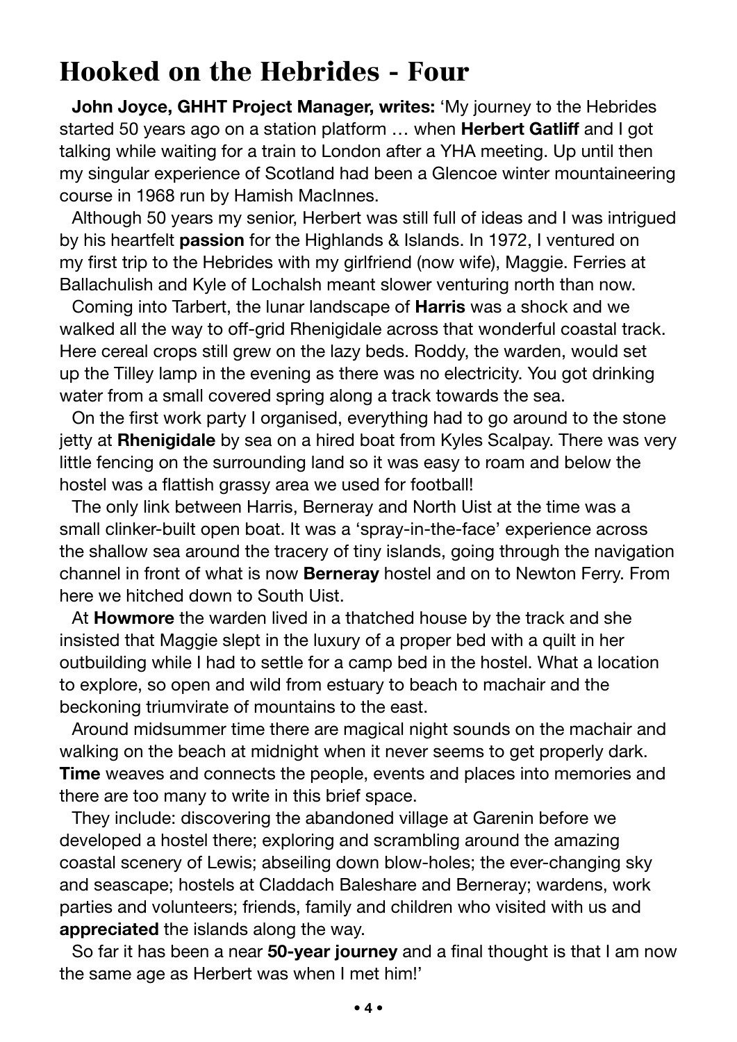# Hooked on the Hebrides - Four

**John Joyce, GHHT Project Manager, writes:** 'My journey to the Hebrides started 50 years ago on a station platform … when **Herbert Gatliff** and I got talking while waiting for a train to London after a YHA meeting. Up until then my singular experience of Scotland had been a Glencoe winter mountaineering course in 1968 run by Hamish MacInnes.

Although 50 years my senior, Herbert was still full of ideas and I was intrigued by his heartfelt **passion** for the Highlands & Islands. In 1972, I ventured on my first trip to the Hebrides with my girlfriend (now wife), Maggie. Ferries at Ballachulish and Kyle of Lochalsh meant slower venturing north than now.

Coming into Tarbert, the lunar landscape of **Harris** was a shock and we walked all the way to off-grid Rhenigidale across that wonderful coastal track. Here cereal crops still grew on the lazy beds. Roddy, the warden, would set up the Tilley lamp in the evening as there was no electricity. You got drinking water from a small covered spring along a track towards the sea.

On the first work party I organised, everything had to go around to the stone jetty at **Rhenigidale** by sea on a hired boat from Kyles Scalpay. There was very little fencing on the surrounding land so it was easy to roam and below the hostel was a flattish grassy area we used for football!

The only link between Harris, Berneray and North Uist at the time was a small clinker-built open boat. It was a 'spray-in-the-face' experience across the shallow sea around the tracery of tiny islands, going through the navigation channel in front of what is now **Berneray** hostel and on to Newton Ferry. From here we hitched down to South Uist.

At **Howmore** the warden lived in a thatched house by the track and she insisted that Maggie slept in the luxury of a proper bed with a quilt in her outbuilding while I had to settle for a camp bed in the hostel. What a location to explore, so open and wild from estuary to beach to machair and the beckoning triumvirate of mountains to the east.

Around midsummer time there are magical night sounds on the machair and walking on the beach at midnight when it never seems to get properly dark. **Time** weaves and connects the people, events and places into memories and there are too many to write in this brief space.

They include: discovering the abandoned village at Garenin before we developed a hostel there; exploring and scrambling around the amazing coastal scenery of Lewis; abseiling down blow-holes; the ever-changing sky and seascape; hostels at Claddach Baleshare and Berneray; wardens, work parties and volunteers; friends, family and children who visited with us and **appreciated** the islands along the way.

So far it has been a near **50-year journey** and a final thought is that I am now the same age as Herbert was when I met him!'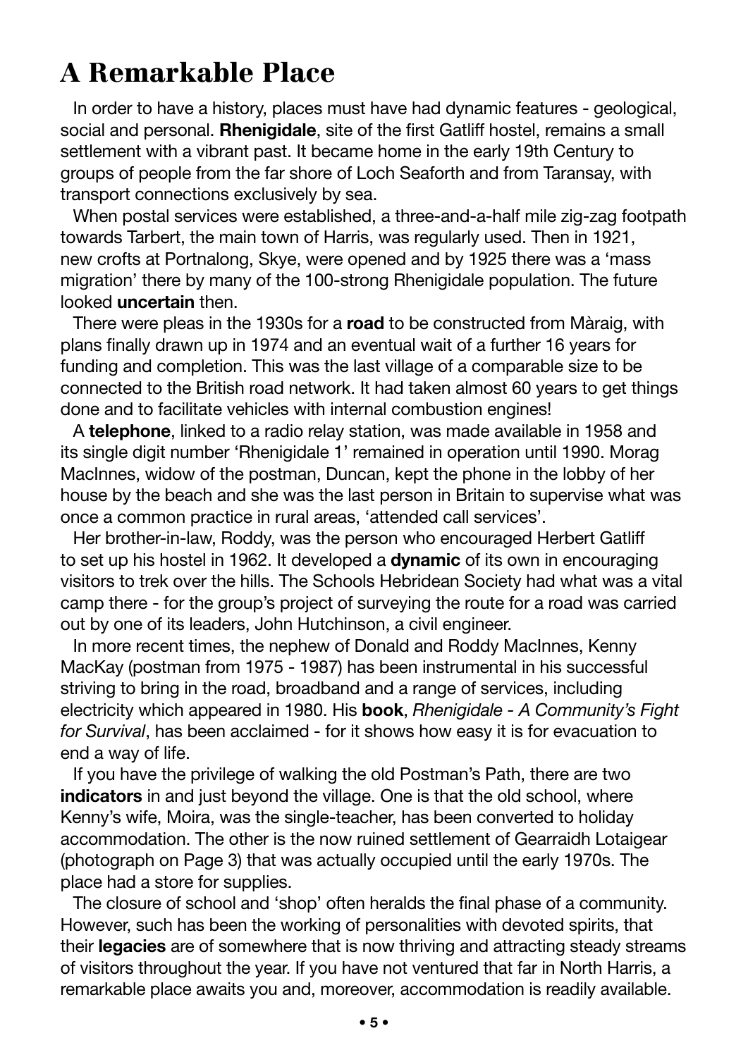# A Remarkable Place

In order to have a history, places must have had dynamic features - geological, social and personal. **Rhenigidale**, site of the first Gatliff hostel, remains a small settlement with a vibrant past. It became home in the early 19th Century to groups of people from the far shore of Loch Seaforth and from Taransay, with transport connections exclusively by sea.

When postal services were established, a three-and-a-half mile zig-zag footpath towards Tarbert, the main town of Harris, was regularly used. Then in 1921, new crofts at Portnalong, Skye, were opened and by 1925 there was a 'mass migration' there by many of the 100-strong Rhenigidale population. The future looked **uncertain** then.

There were pleas in the 1930s for a **road** to be constructed from Màraig, with plans finally drawn up in 1974 and an eventual wait of a further 16 years for funding and completion. This was the last village of a comparable size to be connected to the British road network. It had taken almost 60 years to get things done and to facilitate vehicles with internal combustion engines!

A **telephone**, linked to a radio relay station, was made available in 1958 and its single digit number 'Rhenigidale 1' remained in operation until 1990. Morag MacInnes, widow of the postman, Duncan, kept the phone in the lobby of her house by the beach and she was the last person in Britain to supervise what was once a common practice in rural areas, 'attended call services'.

Her brother-in-law, Roddy, was the person who encouraged Herbert Gatliff to set up his hostel in 1962. It developed a **dynamic** of its own in encouraging visitors to trek over the hills. The Schools Hebridean Society had what was a vital camp there - for the group's project of surveying the route for a road was carried out by one of its leaders, John Hutchinson, a civil engineer.

In more recent times, the nephew of Donald and Roddy MacInnes, Kenny MacKay (postman from 1975 - 1987) has been instrumental in his successful striving to bring in the road, broadband and a range of services, including electricity which appeared in 1980. His **book**, *Rhenigidale - A Community's Fight for Survival*, has been acclaimed - for it shows how easy it is for evacuation to end a way of life.

If you have the privilege of walking the old Postman's Path, there are two **indicators** in and just beyond the village. One is that the old school, where Kenny's wife, Moira, was the single-teacher, has been converted to holiday accommodation. The other is the now ruined settlement of Gearraidh Lotaigear (photograph on Page 3) that was actually occupied until the early 1970s. The place had a store for supplies.

The closure of school and 'shop' often heralds the final phase of a community. However, such has been the working of personalities with devoted spirits, that their **legacies** are of somewhere that is now thriving and attracting steady streams of visitors throughout the year. If you have not ventured that far in North Harris, a remarkable place awaits you and, moreover, accommodation is readily available.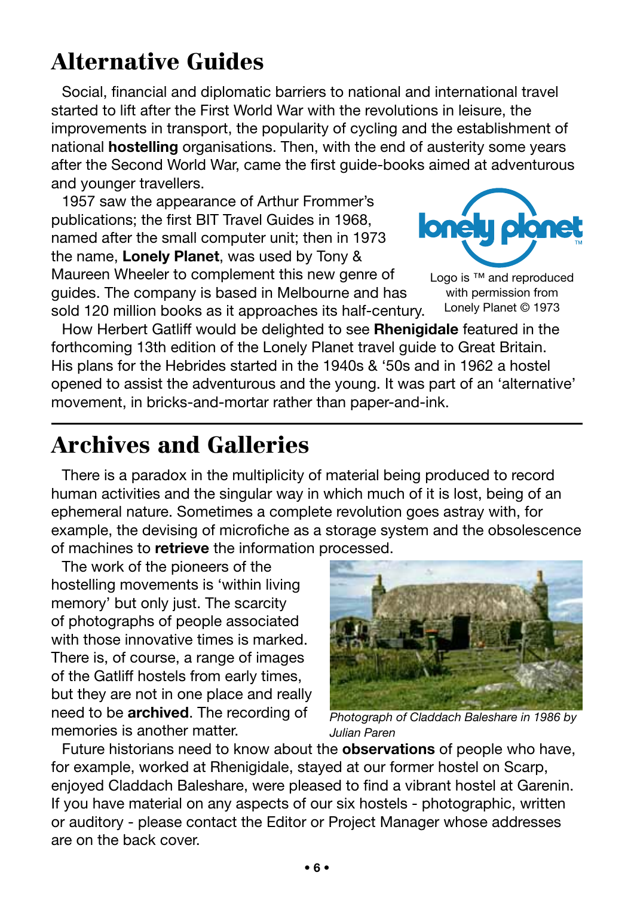# Alternative Guides

Social, financial and diplomatic barriers to national and international travel started to lift after the First World War with the revolutions in leisure, the improvements in transport, the popularity of cycling and the establishment of national **hostelling** organisations. Then, with the end of austerity some years after the Second World War, came the first guide-books aimed at adventurous and younger travellers.

1957 saw the appearance of Arthur Frommer's publications; the first BIT Travel Guides in 1968, named after the small computer unit; then in 1973 the name, **Lonely Planet**, was used by Tony & Maureen Wheeler to complement this new genre of guides. The company is based in Melbourne and has sold 120 million books as it approaches its half-century.

Logo is ™ and reproduced with permission from Lonely Planet © 1973

How Herbert Gatliff would be delighted to see **Rhenigidale** featured in the forthcoming 13th edition of the Lonely Planet travel guide to Great Britain. His plans for the Hebrides started in the 1940s & '50s and in 1962 a hostel opened to assist the adventurous and the young. It was part of an 'alternative' movement, in bricks-and-mortar rather than paper-and-ink.

# Archives and Galleries

There is a paradox in the multiplicity of material being produced to record human activities and the singular way in which much of it is lost, being of an ephemeral nature. Sometimes a complete revolution goes astray with, for example, the devising of microfiche as a storage system and the obsolescence of machines to **retrieve** the information processed.

The work of the pioneers of the hostelling movements is 'within living memory' but only just. The scarcity of photographs of people associated with those innovative times is marked. There is, of course, a range of images of the Gatliff hostels from early times, but they are not in one place and really need to be **archived**. The recording of memories is another matter.

*Photograph of Claddach Baleshare in 1986 by Julian Paren*

Future historians need to know about the **observations** of people who have, for example, worked at Rhenigidale, stayed at our former hostel on Scarp, enjoyed Claddach Baleshare, were pleased to find a vibrant hostel at Garenin. If you have material on any aspects of our six hostels - photographic, written or auditory - please contact the Editor or Project Manager whose addresses are on the back cover.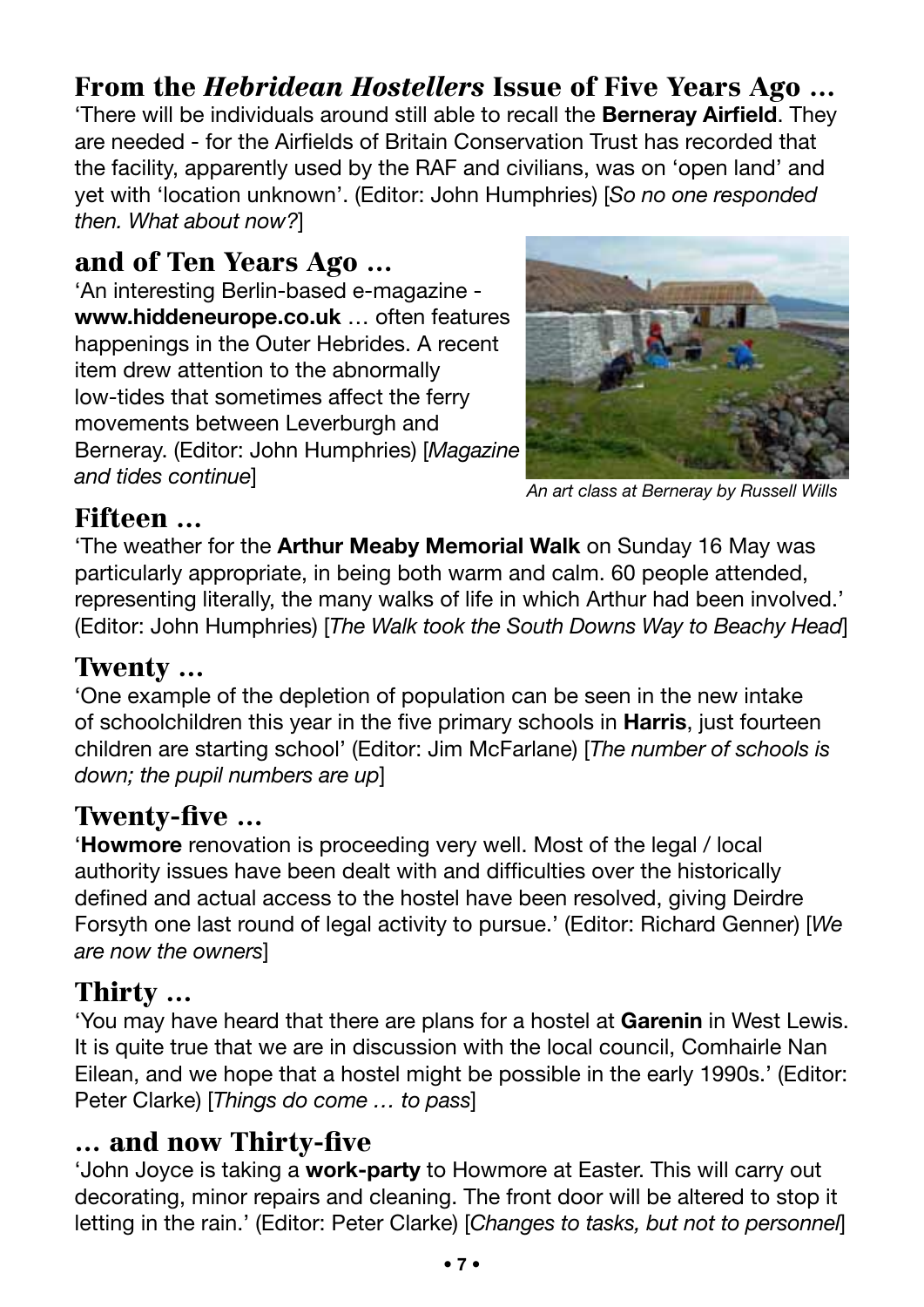## From the *Hebridean Hostellers* Issue of Five Years Ago …

'There will be individuals around still able to recall the **Berneray Airfield**. They are needed - for the Airfields of Britain Conservation Trust has recorded that the facility, apparently used by the RAF and civilians, was on 'open land' and yet with 'location unknown'. (Editor: John Humphries) [*So no one responded then. What about now?*]

## and of Ten Years Ago …

'An interesting Berlin-based e-magazine - **www.hiddeneurope.co.uk** … often features happenings in the Outer Hebrides. A recent item drew attention to the abnormally low-tides that sometimes affect the ferry movements between Leverburgh and Berneray. (Editor: John Humphries) [*Magazine and tides continue*]

*An art class at Berneray by Russell Wills*

## Fifteen …

'The weather for the **Arthur Meaby Memorial Walk** on Sunday 16 May was particularly appropriate, in being both warm and calm. 60 people attended, representing literally, the many walks of life in which Arthur had been involved.' (Editor: John Humphries) [*The Walk took the South Downs Way to Beachy Head*]

## Twenty …

'One example of the depletion of population can be seen in the new intake of schoolchildren this year in the five primary schools in **Harris**, just fourteen children are starting school' (Editor: Jim McFarlane) [*The number of schools is down; the pupil numbers are up*]

## Twenty-five …

'**Howmore** renovation is proceeding very well. Most of the legal / local authority issues have been dealt with and difficulties over the historically defined and actual access to the hostel have been resolved, giving Deirdre Forsyth one last round of legal activity to pursue.' (Editor: Richard Genner) [*We are now the owners*]

## Thirty …

'You may have heard that there are plans for a hostel at **Garenin** in West Lewis. It is quite true that we are in discussion with the local council, Comhairle Nan Eilean, and we hope that a hostel might be possible in the early 1990s.' (Editor: Peter Clarke) [*Things do come … to pass*]

## … and now Thirty-five

'John Joyce is taking a **work-party** to Howmore at Easter. This will carry out decorating, minor repairs and cleaning. The front door will be altered to stop it letting in the rain.' (Editor: Peter Clarke) [*Changes to tasks, but not to personnel*]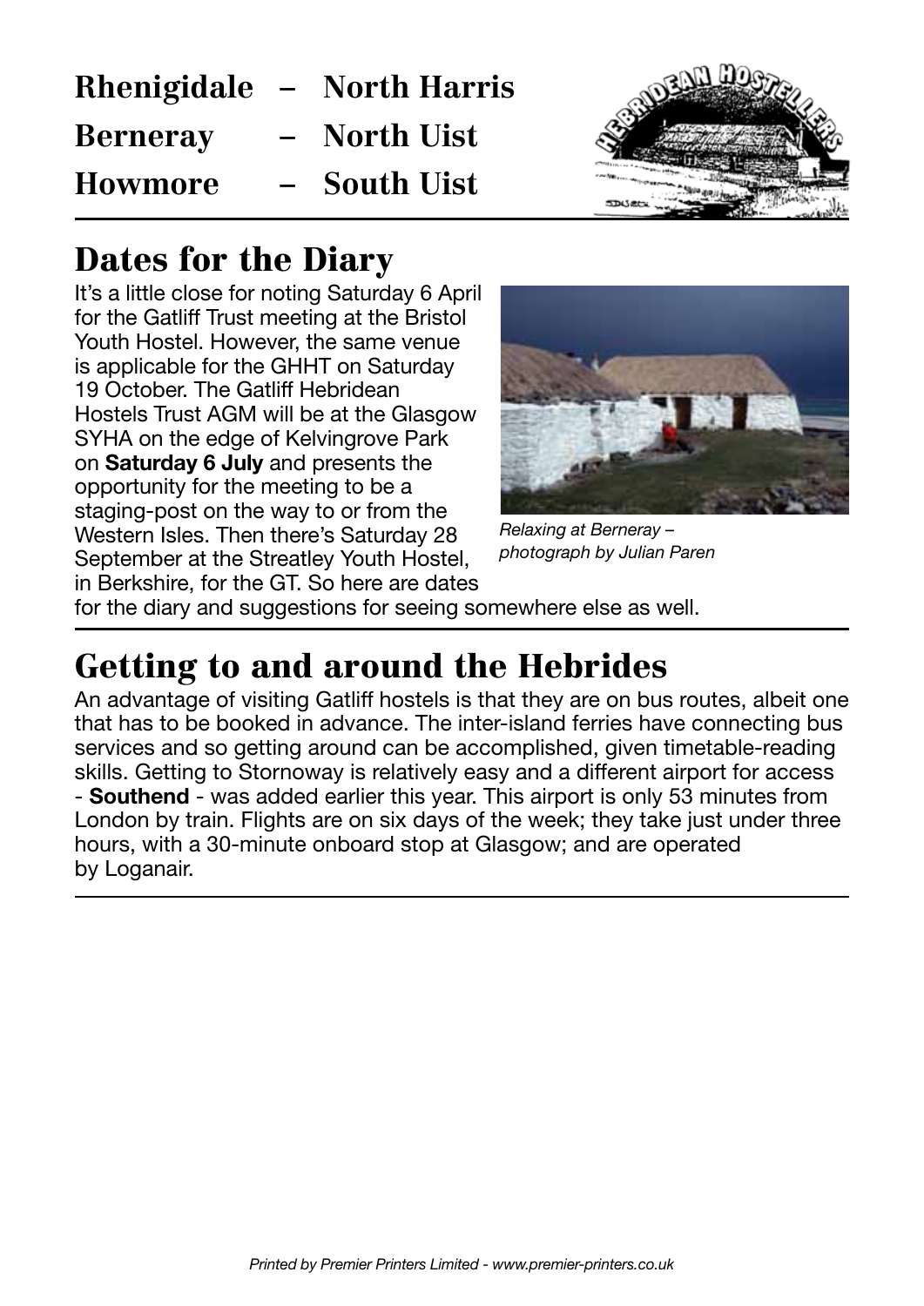**Rhenigidale – North Harris**

**Berneray – North Uist**

**Howmore – South Uist**

## Dates for the Diary

It's a little close for noting Saturday 6 April for the Gatliff Trust meeting at the Bristol Youth Hostel. However, the same venue is applicable for the GHHT on Saturday 19 October. The Gatliff Hebridean Hostels Trust AGM will be at the Glasgow SYHA on the edge of Kelvingrove Park on **Saturday 6 July** and presents the opportunity for the meeting to be a staging-post on the way to or from the Western Isles. Then there's Saturday 28 September at the Streatley Youth Hostel, in Berkshire, for the GT. So here are dates for the diary and suggestions for seeing somewhere else as well.

*Relaxing at Berneray – photograph by Julian Paren*

## Getting to and around the Hebrides

An advantage of visiting Gatliff hostels is that they are on bus routes, albeit one that has to be booked in advance. The inter-island ferries have connecting bus services and so getting around can be accomplished, given timetable-reading skills. Getting to Stornoway is relatively easy and a different airport for access - **Southend** - was added earlier this year. This airport is only 53 minutes from London by train. Flights are on six days of the week; they take just under three hours, with a 30-minute onboard stop at Glasgow; and are operated by Loganair.

*Printed by Premier Printers Limited - www.premier-printers.co.uk*